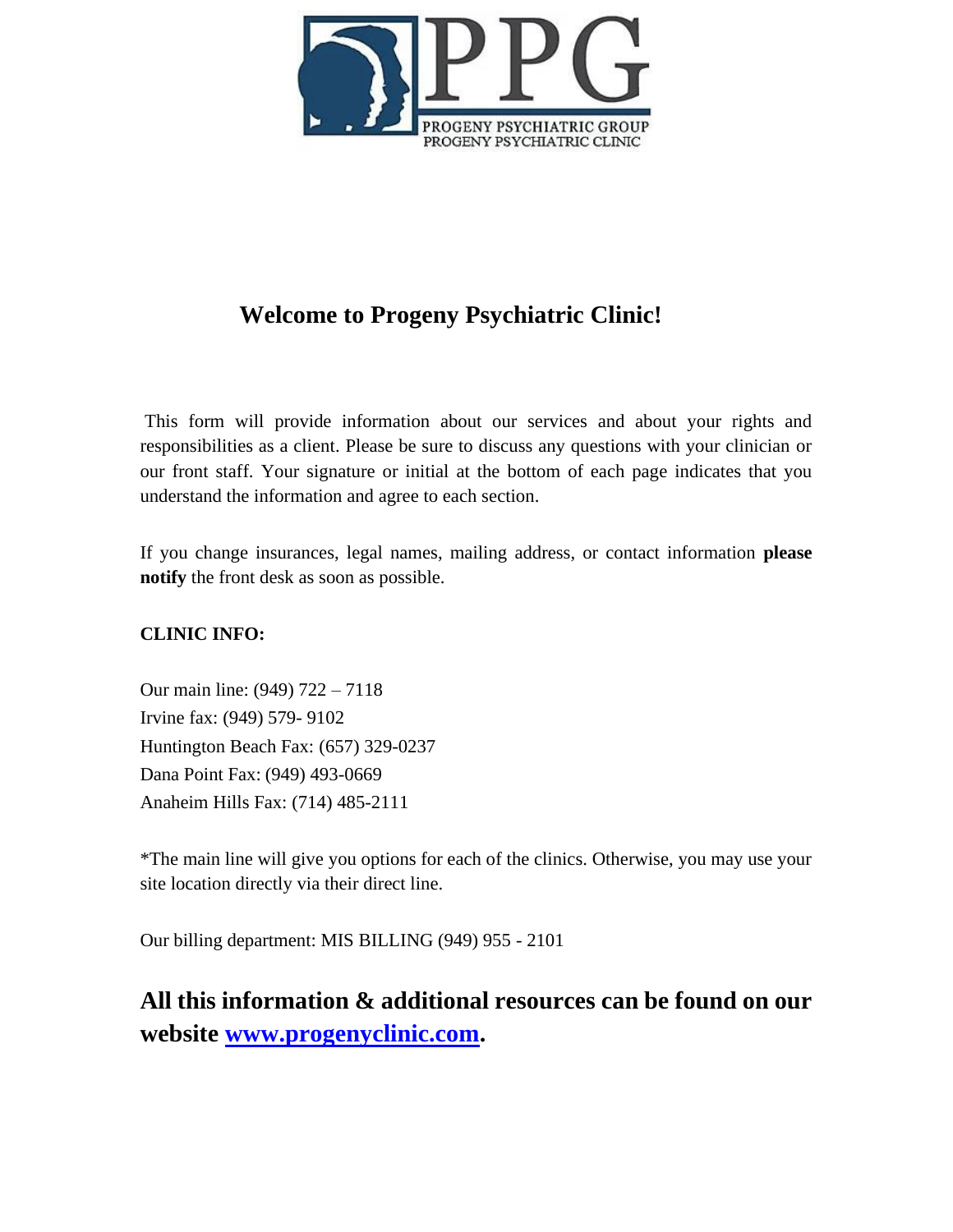PROGENY PSYCHIATRIC GROUP
PROGENY PSYCHIATRIC CLINIC

# Welcome to Progeny Psychiatric Clinic!

This form will provide information about our services and about your rights and responsibilities as a client. Please be sure to discuss any questions with your clinician or our front staff. Your signature or initial at the bottom of each page indicates that you understand the information and agree to each section.

If you change insurances, legal names, mailing address, or contact information **please notify** the front desk as soon as possible.

**CLINIC INFO:**

Our main line: (949) 722 – 7118
Irvine fax: (949) 579- 9102
Huntington Beach Fax: (657) 329-0237
Dana Point Fax: (949) 493-0669
Anaheim Hills Fax: (714) 485-2111

*The main line will give you options for each of the clinics. Otherwise, you may use your site location directly via their direct line.

Our billing department: MIS BILLING (949) 955 - 2101

## All this information & additional resources can be found on our website [www.progenyclinic.com](http://www.progenyclinic.com).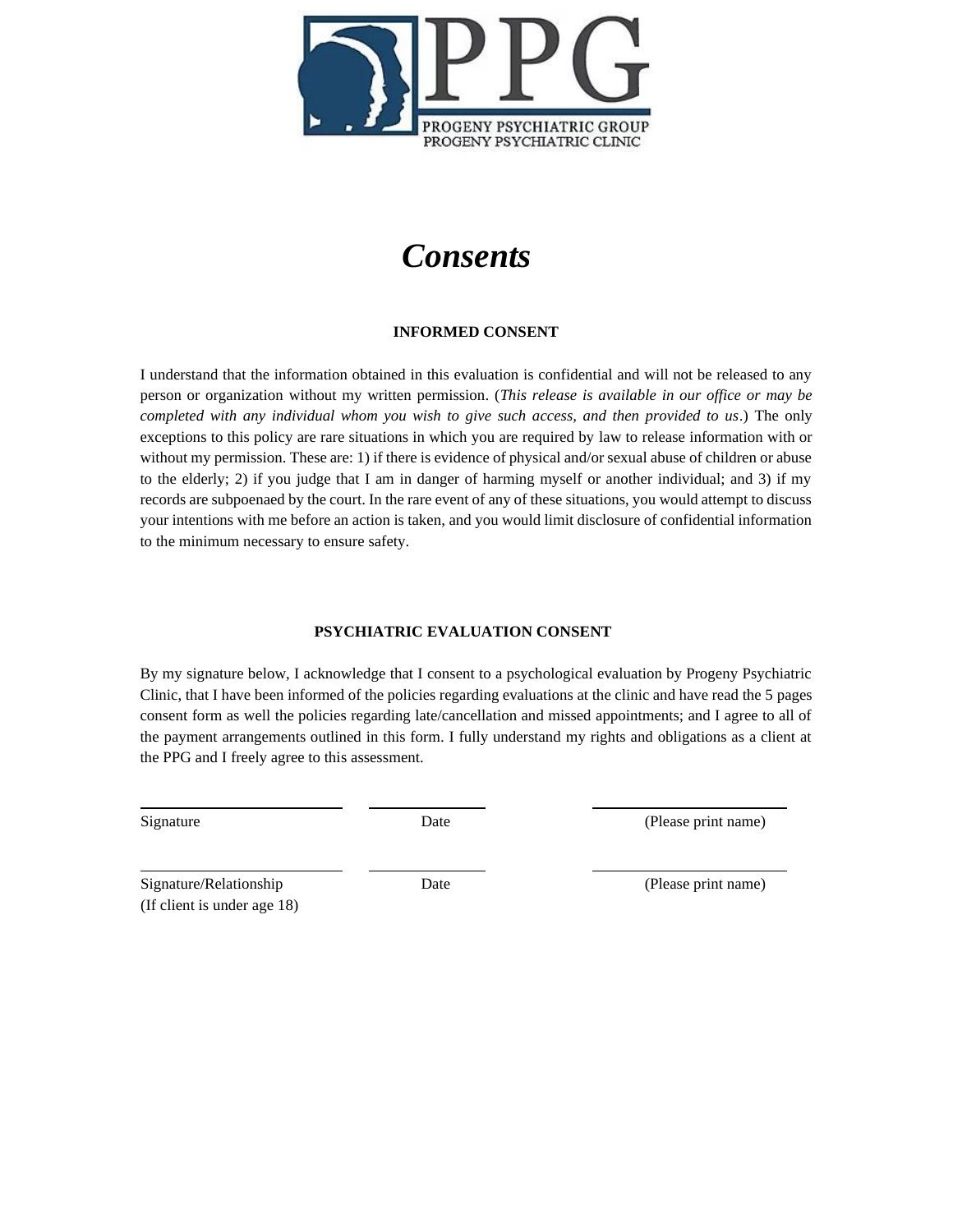PROGENY PSYCHIATRIC GROUP
PROGENY PSYCHIATRIC CLINIC

# *Consents*

### INFORMED CONSENT

I understand that the information obtained in this evaluation is confidential and will not be released to any person or organization without my written permission. (*This release is available in our office or may be completed with any individual whom you wish to give such access, and then provided to us*.) The only exceptions to this policy are rare situations in which you are required by law to release information with or without my permission. These are: 1) if there is evidence of physical and/or sexual abuse of children or abuse to the elderly; 2) if you judge that I am in danger of harming myself or another individual; and 3) if my records are subpoenaed by the court. In the rare event of any of these situations, you would attempt to discuss your intentions with me before an action is taken, and you would limit disclosure of confidential information to the minimum necessary to ensure safety.

### PSYCHIATRIC EVALUATION CONSENT

By my signature below, I acknowledge that I consent to a psychological evaluation by Progeny Psychiatric Clinic, that I have been informed of the policies regarding evaluations at the clinic and have read the 5 pages consent form as well the policies regarding late/cancellation and missed appointments; and I agree to all of the payment arrangements outlined in this form. I fully understand my rights and obligations as a client at the PPG and I freely agree to this assessment.

| ______________________ | ____________ | ______________________ |
|---|---|---|
| Signature | Date | (Please print name) |
| ______________________ | ____________ | ______________________ |
| Signature/Relationship (If client is under age 18) | Date | (Please print name) |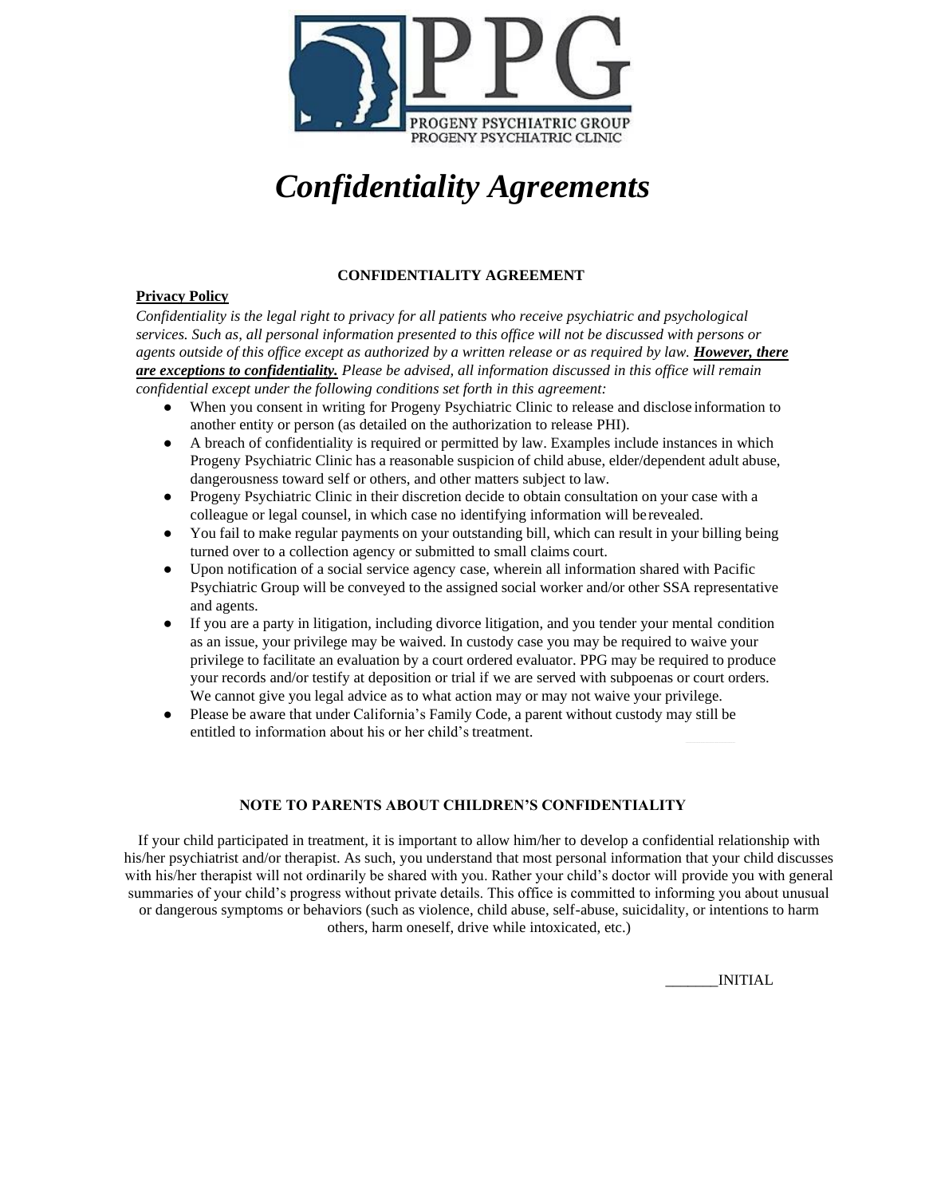PPG

PROGENY PSYCHIATRIC GROUP
PROGENY PSYCHIATRIC CLINIC

# *Confidentiality Agreements*

**CONFIDENTIALITY AGREEMENT**

**Privacy Policy**

*Confidentiality is the legal right to privacy for all patients who receive psychiatric and psychological services. Such as, all personal information presented to this office will not be discussed with persons or agents outside of this office except as authorized by a written release or as required by law.* ***However, there are exceptions to confidentiality.*** *Please be advised, all information discussed in this office will remain confidential except under the following conditions set forth in this agreement:*

- When you consent in writing for Progeny Psychiatric Clinic to release and disclose information to another entity or person (as detailed on the authorization to release PHI).
- A breach of confidentiality is required or permitted by law. Examples include instances in which Progeny Psychiatric Clinic has a reasonable suspicion of child abuse, elder/dependent adult abuse, dangerousness toward self or others, and other matters subject to law.
- Progeny Psychiatric Clinic in their discretion decide to obtain consultation on your case with a colleague or legal counsel, in which case no identifying information will be revealed.
- You fail to make regular payments on your outstanding bill, which can result in your billing being turned over to a collection agency or submitted to small claims court.
- Upon notification of a social service agency case, wherein all information shared with Pacific Psychiatric Group will be conveyed to the assigned social worker and/or other SSA representative and agents.
- If you are a party in litigation, including divorce litigation, and you tender your mental condition as an issue, your privilege may be waived. In custody case you may be required to waive your privilege to facilitate an evaluation by a court ordered evaluator. PPG may be required to produce your records and/or testify at deposition or trial if we are served with subpoenas or court orders. We cannot give you legal advice as to what action may or may not waive your privilege.
- Please be aware that under California's Family Code, a parent without custody may still be entitled to information about his or her child's treatment.

**NOTE TO PARENTS ABOUT CHILDREN'S CONFIDENTIALITY**

If your child participated in treatment, it is important to allow him/her to develop a confidential relationship with his/her psychiatrist and/or therapist. As such, you understand that most personal information that your child discusses with his/her therapist will not ordinarily be shared with you. Rather your child's doctor will provide you with general summaries of your child's progress without private details. This office is committed to informing you about unusual or dangerous symptoms or behaviors (such as violence, child abuse, self-abuse, suicidality, or intentions to harm others, harm oneself, drive while intoxicated, etc.)

_______INITIAL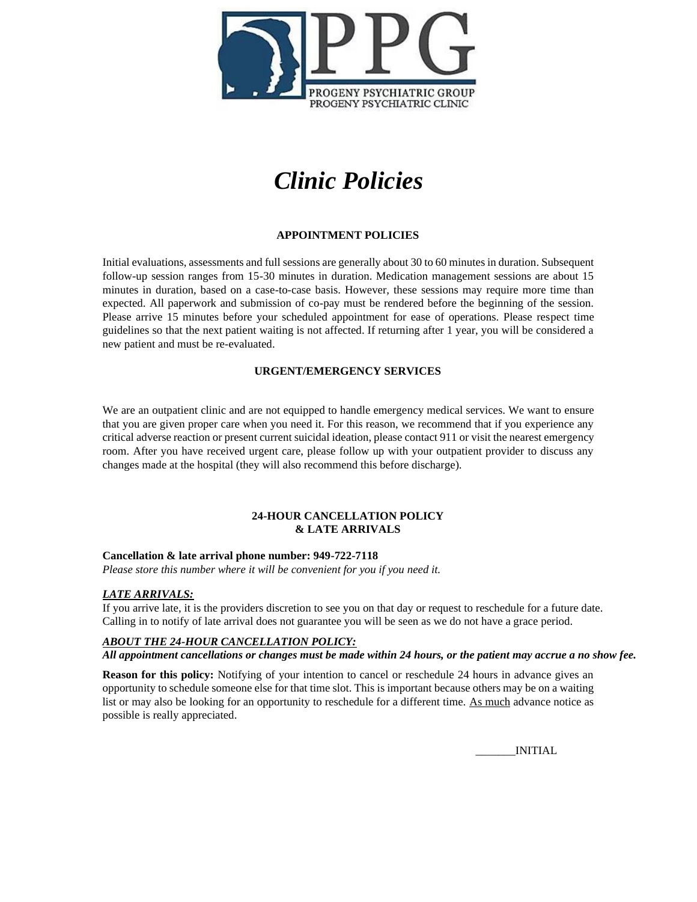PPG

PROGENY PSYCHIATRIC GROUP
PROGENY PSYCHIATRIC CLINIC

# *Clinic Policies*

### APPOINTMENT POLICIES

Initial evaluations, assessments and full sessions are generally about 30 to 60 minutes in duration. Subsequent follow-up session ranges from 15-30 minutes in duration. Medication management sessions are about 15 minutes in duration, based on a case-to-case basis. However, these sessions may require more time than expected. All paperwork and submission of co-pay must be rendered before the beginning of the session. Please arrive 15 minutes before your scheduled appointment for ease of operations. Please respect time guidelines so that the next patient waiting is not affected. If returning after 1 year, you will be considered a new patient and must be re-evaluated.

### URGENT/EMERGENCY SERVICES

We are an outpatient clinic and are not equipped to handle emergency medical services. We want to ensure that you are given proper care when you need it. For this reason, we recommend that if you experience any critical adverse reaction or present current suicidal ideation, please contact 911 or visit the nearest emergency room. After you have received urgent care, please follow up with your outpatient provider to discuss any changes made at the hospital (they will also recommend this before discharge).

### 24-HOUR CANCELLATION POLICY & LATE ARRIVALS

**Cancellation & late arrival phone number: 949-722-7118**
*Please store this number where it will be convenient for you if you need it.*

***LATE ARRIVALS:***
If you arrive late, it is the providers discretion to see you on that day or request to reschedule for a future date. Calling in to notify of late arrival does not guarantee you will be seen as we do not have a grace period.

***ABOUT THE 24-HOUR CANCELLATION POLICY:***
***All appointment cancellations or changes must be made within 24 hours, or the patient may accrue a no show fee.***

**Reason for this policy:** Notifying of your intention to cancel or reschedule 24 hours in advance gives an opportunity to schedule someone else for that time slot. This is important because others may be on a waiting list or may also be looking for an opportunity to reschedule for a different time. As much advance notice as possible is really appreciated.

_______INITIAL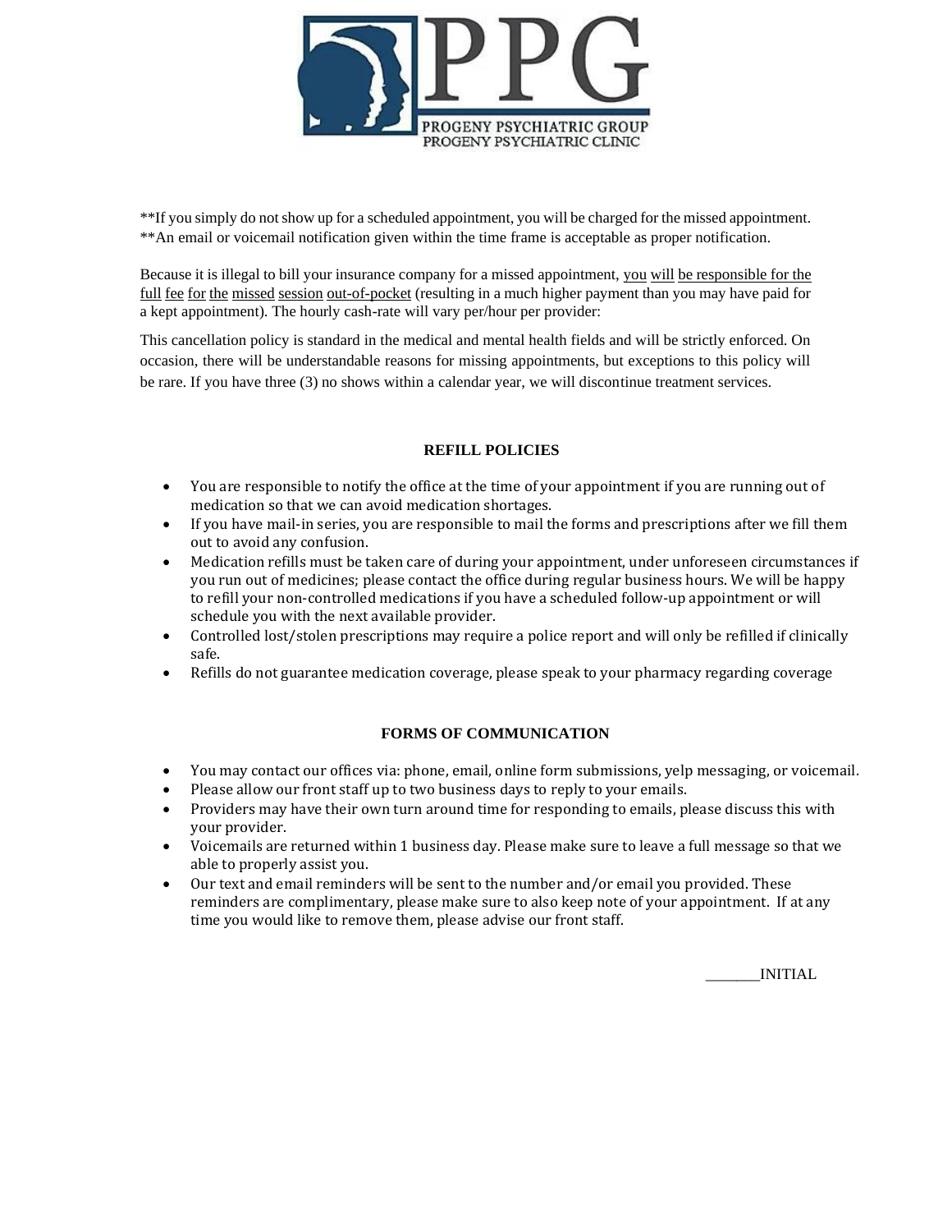**If you simply do not show up for a scheduled appointment, you will be charged for the missed appointment.
**An email or voicemail notification given within the time frame is acceptable as proper notification.

Because it is illegal to bill your insurance company for a missed appointment, <u>you will be responsible for the full fee for the missed session out-of-pocket</u> (resulting in a much higher payment than you may have paid for a kept appointment). The hourly cash-rate will vary per/hour per provider:

This cancellation policy is standard in the medical and mental health fields and will be strictly enforced. On occasion, there will be understandable reasons for missing appointments, but exceptions to this policy will be rare. If you have three (3) no shows within a calendar year, we will discontinue treatment services.

## REFILL POLICIES

- You are responsible to notify the office at the time of your appointment if you are running out of medication so that we can avoid medication shortages.
- If you have mail-in series, you are responsible to mail the forms and prescriptions after we fill them out to avoid any confusion.
- Medication refills must be taken care of during your appointment, under unforeseen circumstances if you run out of medicines; please contact the office during regular business hours. We will be happy to refill your non-controlled medications if you have a scheduled follow-up appointment or will schedule you with the next available provider.
- Controlled lost/stolen prescriptions may require a police report and will only be refilled if clinically safe.
- Refills do not guarantee medication coverage, please speak to your pharmacy regarding coverage

## FORMS OF COMMUNICATION

- You may contact our offices via: phone, email, online form submissions, yelp messaging, or voicemail.
- Please allow our front staff up to two business days to reply to your emails.
- Providers may have their own turn around time for responding to emails, please discuss this with your provider.
- Voicemails are returned within 1 business day. Please make sure to leave a full message so that we able to properly assist you.
- Our text and email reminders will be sent to the number and/or email you provided. These reminders are complimentary, please make sure to also keep note of your appointment. If at any time you would like to remove them, please advise our front staff.

_______INITIAL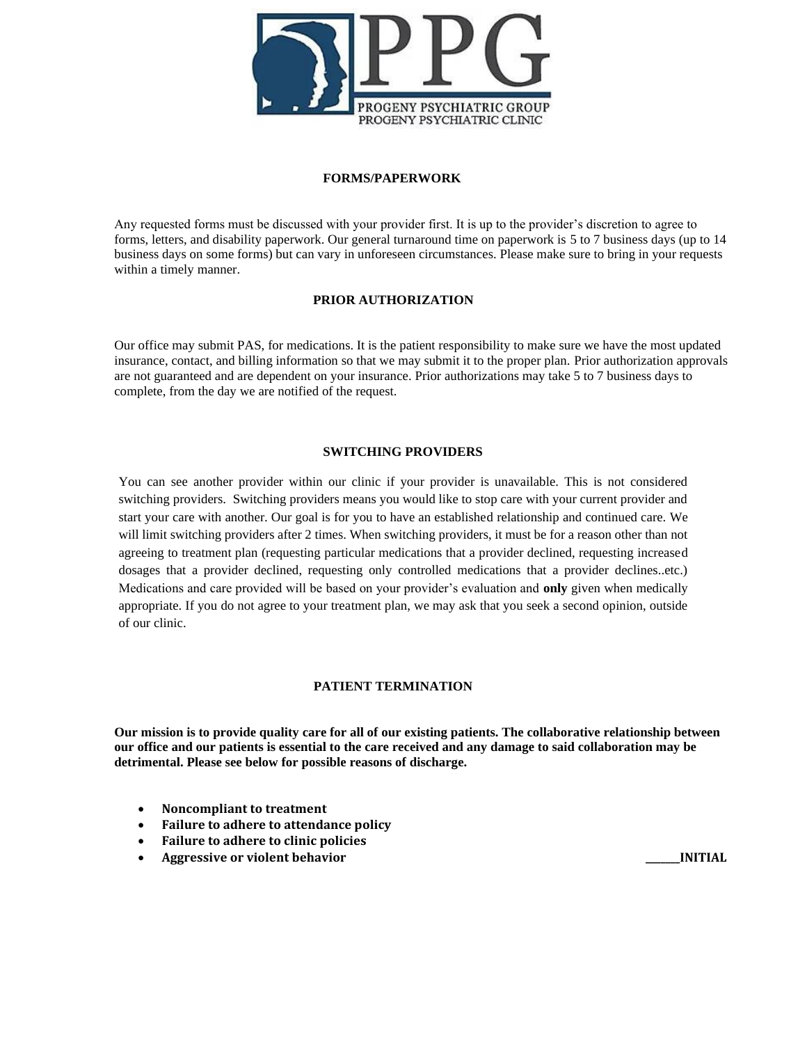## FORMS/PAPERWORK

Any requested forms must be discussed with your provider first. It is up to the provider's discretion to agree to forms, letters, and disability paperwork. Our general turnaround time on paperwork is 5 to 7 business days (up to 14 business days on some forms) but can vary in unforeseen circumstances. Please make sure to bring in your requests within a timely manner.

## PRIOR AUTHORIZATION

Our office may submit PAS, for medications. It is the patient responsibility to make sure we have the most updated insurance, contact, and billing information so that we may submit it to the proper plan. Prior authorization approvals are not guaranteed and are dependent on your insurance. Prior authorizations may take 5 to 7 business days to complete, from the day we are notified of the request.

## SWITCHING PROVIDERS

You can see another provider within our clinic if your provider is unavailable. This is not considered switching providers. Switching providers means you would like to stop care with your current provider and start your care with another. Our goal is for you to have an established relationship and continued care. We will limit switching providers after 2 times. When switching providers, it must be for a reason other than not agreeing to treatment plan (requesting particular medications that a provider declined, requesting increased dosages that a provider declined, requesting only controlled medications that a provider declines..etc.) Medications and care provided will be based on your provider's evaluation and **only** given when medically appropriate. If you do not agree to your treatment plan, we may ask that you seek a second opinion, outside of our clinic.

## PATIENT TERMINATION

**Our mission is to provide quality care for all of our existing patients. The collaborative relationship between our office and our patients is essential to the care received and any damage to said collaboration may be detrimental. Please see below for possible reasons of discharge.**

- **Noncompliant to treatment**
- **Failure to adhere to attendance policy**
- **Failure to adhere to clinic policies**
- **Aggressive or violent behavior**

**______INITIAL**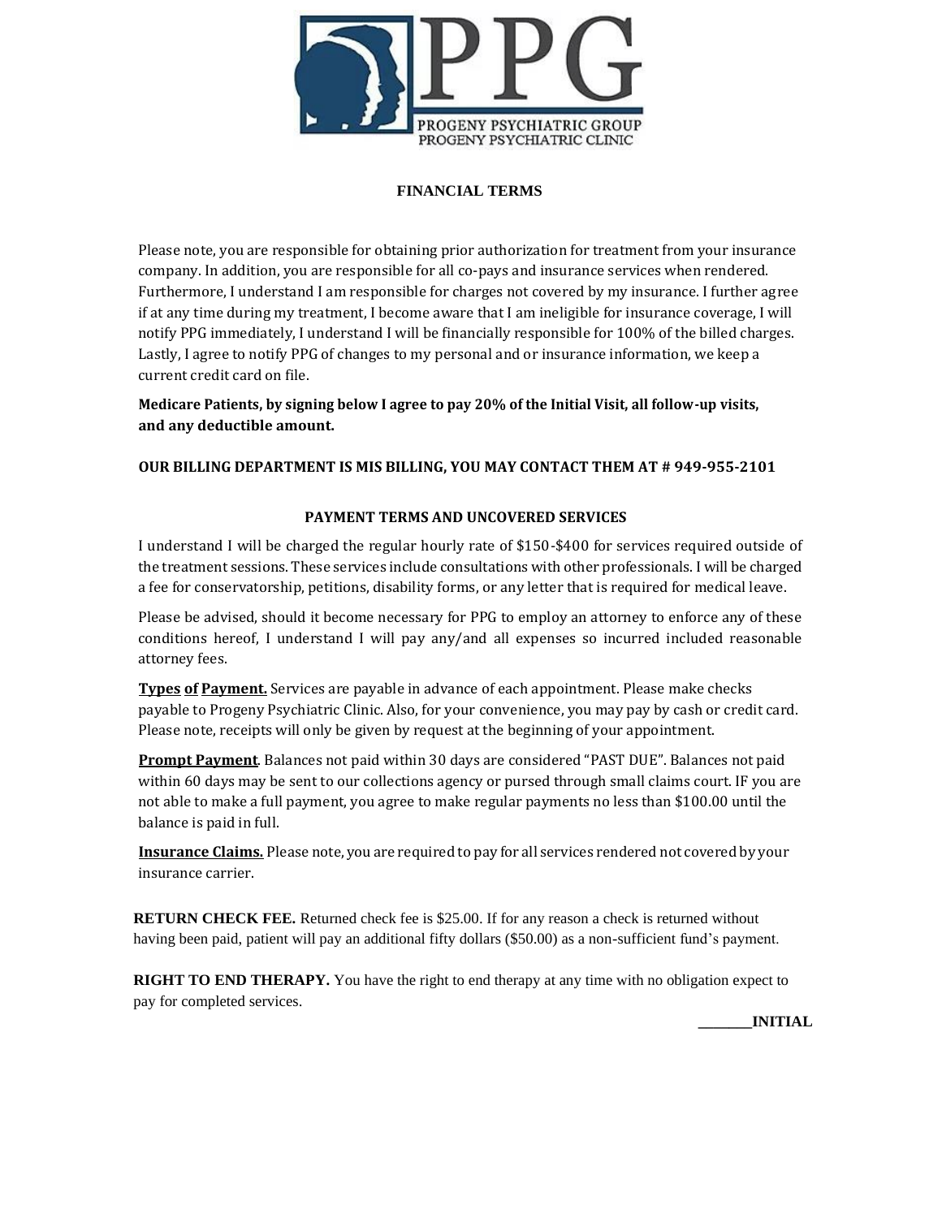PPG

PROGENY PSYCHIATRIC GROUP
PROGENY PSYCHIATRIC CLINIC

## FINANCIAL TERMS

Please note, you are responsible for obtaining prior authorization for treatment from your insurance company. In addition, you are responsible for all co-pays and insurance services when rendered. Furthermore, I understand I am responsible for charges not covered by my insurance. I further agree if at any time during my treatment, I become aware that I am ineligible for insurance coverage, I will notify PPG immediately, I understand I will be financially responsible for 100% of the billed charges. Lastly, I agree to notify PPG of changes to my personal and or insurance information, we keep a current credit card on file.

**Medicare Patients, by signing below I agree to pay 20% of the Initial Visit, all follow-up visits, and any deductible amount.**

**OUR BILLING DEPARTMENT IS MIS BILLING, YOU MAY CONTACT THEM AT # 949-955-2101**

## PAYMENT TERMS AND UNCOVERED SERVICES

I understand I will be charged the regular hourly rate of $150-$400 for services required outside of the treatment sessions. These services include consultations with other professionals. I will be charged a fee for conservatorship, petitions, disability forms, or any letter that is required for medical leave.

Please be advised, should it become necessary for PPG to employ an attorney to enforce any of these conditions hereof, I understand I will pay any/and all expenses so incurred included reasonable attorney fees.

**Types of Payment.** Services are payable in advance of each appointment. Please make checks payable to Progeny Psychiatric Clinic. Also, for your convenience, you may pay by cash or credit card. Please note, receipts will only be given by request at the beginning of your appointment.

**Prompt Payment**. Balances not paid within 30 days are considered "PAST DUE". Balances not paid within 60 days may be sent to our collections agency or pursed through small claims court. IF you are not able to make a full payment, you agree to make regular payments no less than $100.00 until the balance is paid in full.

**Insurance Claims.** Please note, you are required to pay for all services rendered not covered by your insurance carrier.

**RETURN CHECK FEE.** Returned check fee is $25.00. If for any reason a check is returned without having been paid, patient will pay an additional fifty dollars ($50.00) as a non-sufficient fund's payment.

**RIGHT TO END THERAPY.** You have the right to end therapy at any time with no obligation expect to pay for completed services.

**_______INITIAL**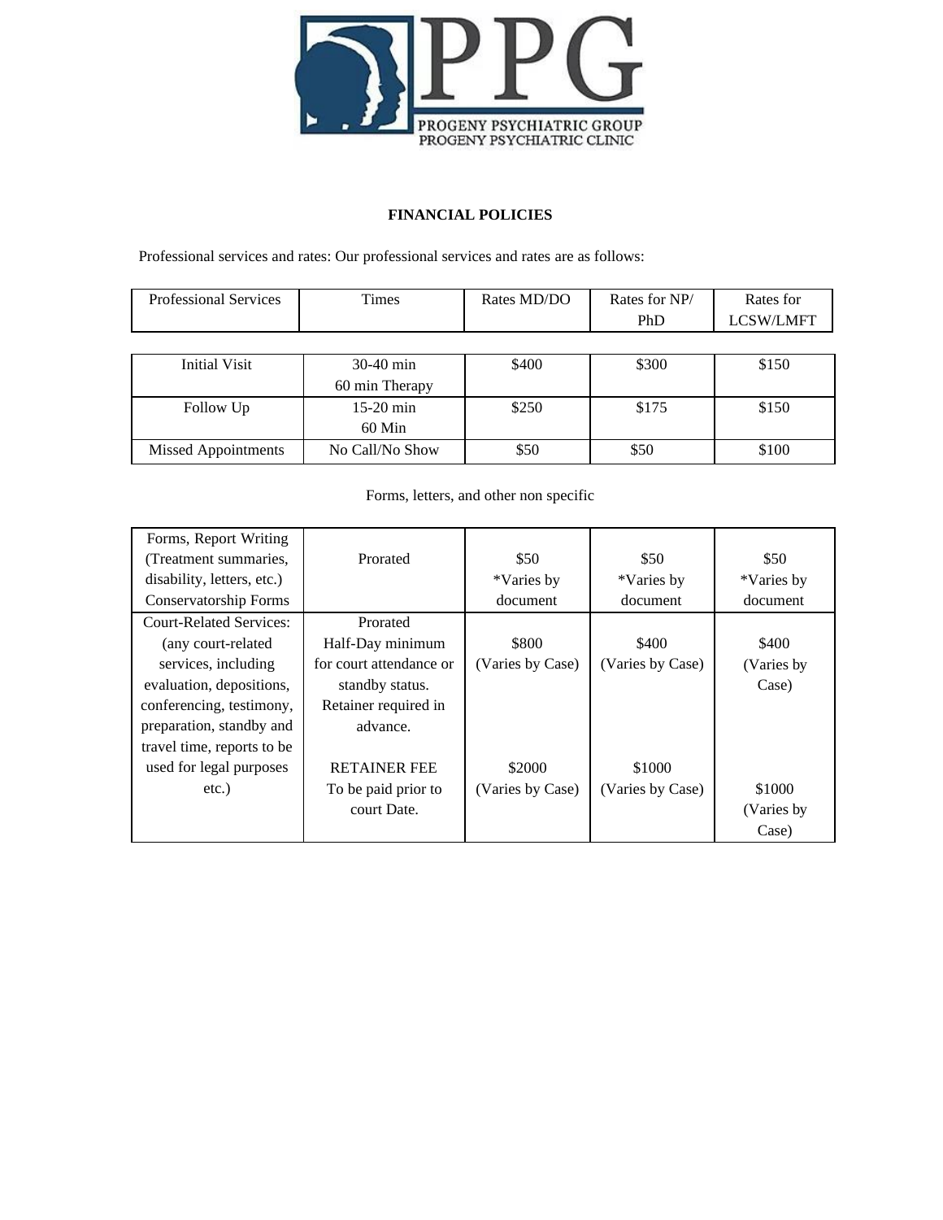PROGENY PSYCHIATRIC GROUP
PROGENY PSYCHIATRIC CLINIC

## FINANCIAL POLICIES

Professional services and rates: Our professional services and rates are as follows:

| Professional Services | Times | Rates MD/DO | Rates for NP/ PhD | Rates for LCSW/LMFT |
|---|---|---|---|---|
| Initial Visit | 30-40 min<br>60 min Therapy | $400 | $300 | $150 |
| Follow Up | 15-20 min<br>60 Min | $250 | $175 | $150 |
| Missed Appointments | No Call/No Show | $50 | $50 | $100 |

Forms, letters, and other non specific

| | | | | |
|---|---|---|---|---|
| Forms, Report Writing (Treatment summaries, disability, letters, etc.) Conservatorship Forms | Prorated | $50<br>*Varies by document | $50<br>*Varies by document | $50<br>*Varies by document |
| Court-Related Services: (any court-related services, including evaluation, depositions, conferencing, testimony, preparation, standby and travel time, reports to be used for legal purposes etc.) | Prorated<br>Half-Day minimum for court attendance or standby status.<br>Retainer required in advance.<br><br>RETAINER FEE<br>To be paid prior to court Date. | $800<br>(Varies by Case)<br><br>$2000<br>(Varies by Case) | $400<br>(Varies by Case)<br><br>$1000<br>(Varies by Case) | $400<br>(Varies by Case)<br><br>$1000<br>(Varies by Case) |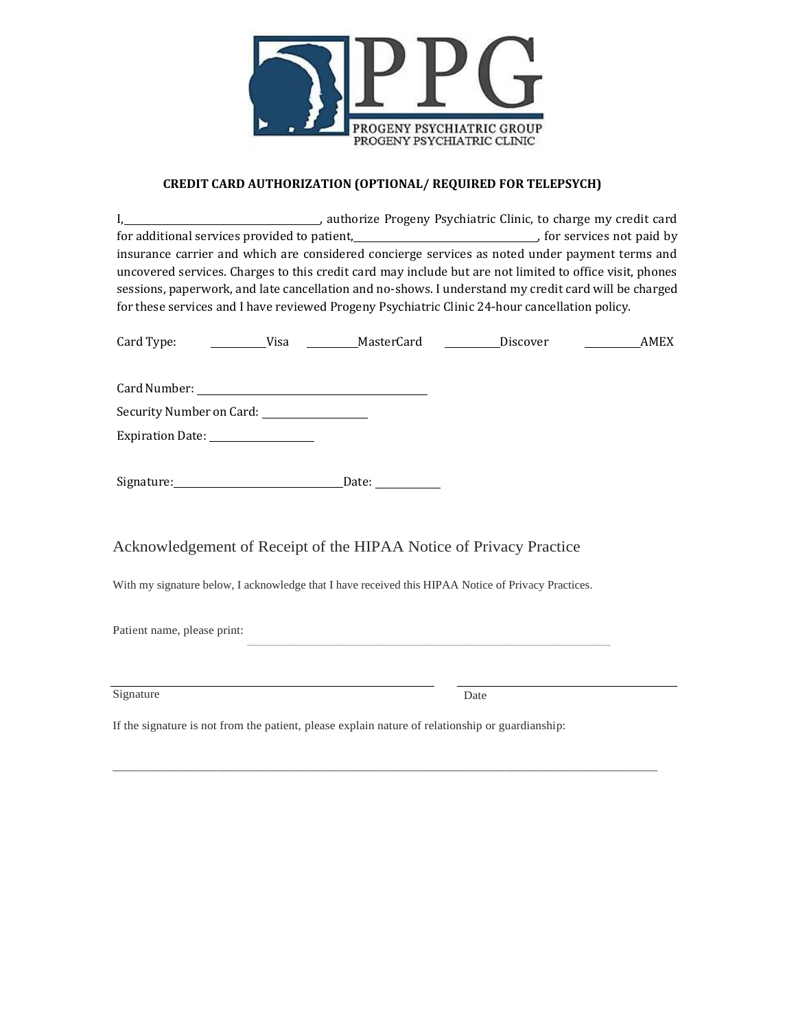PPG

PROGENY PSYCHIATRIC GROUP
PROGENY PSYCHIATRIC CLINIC

**CREDIT CARD AUTHORIZATION (OPTIONAL/ REQUIRED FOR TELEPSYCH)**

I,\_\_\_\_\_\_\_\_\_\_\_\_\_\_\_\_\_\_\_\_\_\_\_\_\_\_\_\_\_\_, authorize Progeny Psychiatric Clinic, to charge my credit card for additional services provided to patient,\_\_\_\_\_\_\_\_\_\_\_\_\_\_\_\_\_\_\_\_\_\_\_\_\_\_\_\_\_\_, for services not paid by insurance carrier and which are considered concierge services as noted under payment terms and uncovered services. Charges to this credit card may include but are not limited to office visit, phones sessions, paperwork, and late cancellation and no-shows. I understand my credit card will be charged for these services and I have reviewed Progeny Psychiatric Clinic 24-hour cancellation policy.

Card Type: \_\_\_\_\_\_\_\_\_\_Visa \_\_\_\_\_\_\_\_\_\_MasterCard \_\_\_\_\_\_\_\_\_\_Discover \_\_\_\_\_\_\_\_\_\_AMEX

Card Number: \_\_\_\_\_\_\_\_\_\_\_\_\_\_\_\_\_\_\_\_\_\_\_\_\_\_\_\_\_\_\_\_\_\_\_\_\_\_\_\_

Security Number on Card: \_\_\_\_\_\_\_\_\_\_\_\_\_\_\_\_\_\_

Expiration Date: \_\_\_\_\_\_\_\_\_\_\_\_\_\_\_\_\_\_

Signature:\_\_\_\_\_\_\_\_\_\_\_\_\_\_\_\_\_\_\_\_\_\_\_\_\_\_\_\_\_\_Date: \_\_\_\_\_\_\_\_\_\_\_\_

## Acknowledgement of Receipt of the HIPAA Notice of Privacy Practice

With my signature below, I acknowledge that I have received this HIPAA Notice of Privacy Practices.

Patient name, please print: \_\_\_\_\_\_\_\_\_\_\_\_\_\_\_\_\_\_\_\_\_\_\_\_\_\_\_\_\_\_\_\_\_\_\_\_\_\_\_\_\_\_\_\_\_\_\_\_\_\_\_\_\_\_\_\_\_\_\_\_

\_\_\_\_\_\_\_\_\_\_\_\_\_\_\_\_\_\_\_\_\_\_\_\_\_\_\_\_\_\_\_\_\_\_\_\_\_\_\_\_\_\_\_\_\_\_\_\_\_\_\_\_ \_\_\_\_\_\_\_\_\_\_\_\_\_\_\_\_\_\_\_\_\_\_\_\_\_\_\_\_\_\_\_\_\_\_\_\_\_

Signature Date

If the signature is not from the patient, please explain nature of relationship or guardianship:

\_\_\_\_\_\_\_\_\_\_\_\_\_\_\_\_\_\_\_\_\_\_\_\_\_\_\_\_\_\_\_\_\_\_\_\_\_\_\_\_\_\_\_\_\_\_\_\_\_\_\_\_\_\_\_\_\_\_\_\_\_\_\_\_\_\_\_\_\_\_\_\_\_\_\_\_\_\_\_\_\_\_\_\_\_\_\_\_\_\_\_\_